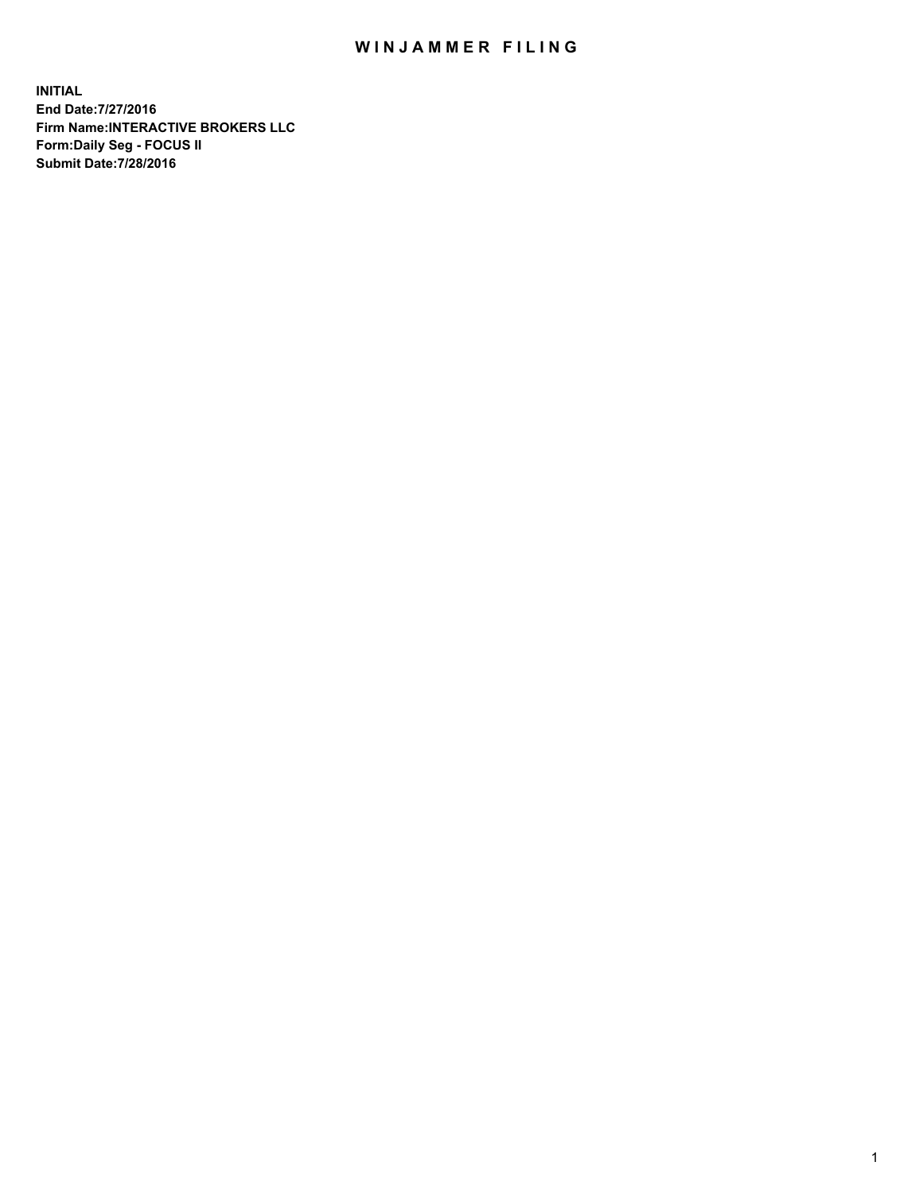# WINJAMMER FILING

**INITIAL**
**End Date:7/27/2016**
**Firm Name:INTERACTIVE BROKERS LLC**
**Form:Daily Seg - FOCUS II**
**Submit Date:7/28/2016**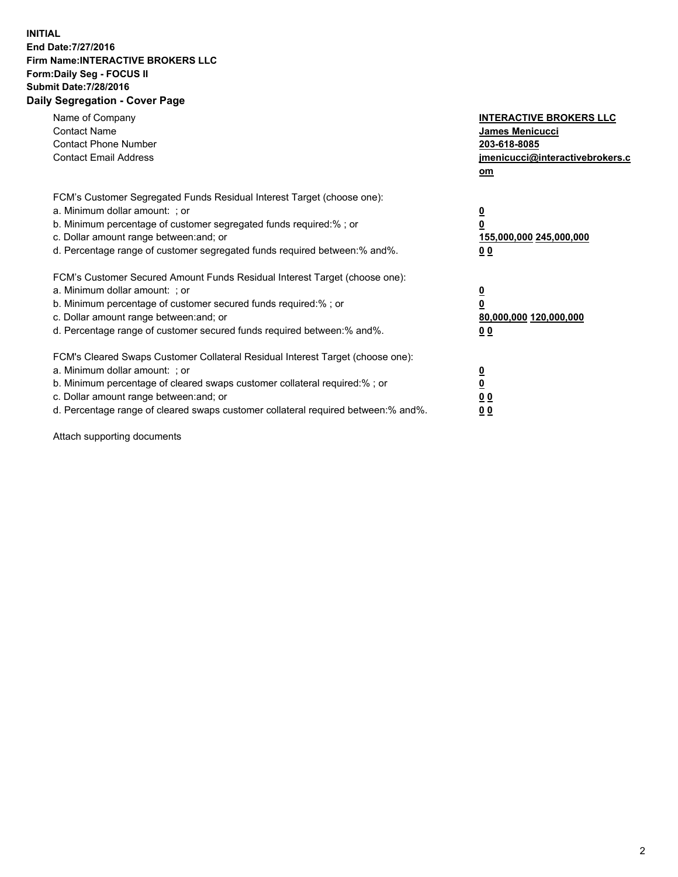**INITIAL**
**End Date:7/27/2016**
**Firm Name:INTERACTIVE BROKERS LLC**
**Form:Daily Seg - FOCUS II**
**Submit Date:7/28/2016**

## Daily Segregation - Cover Page

| | |
|---|---|
| Name of Company | **INTERACTIVE BROKERS LLC** |
| Contact Name | **James Menicucci** |
| Contact Phone Number | **203-618-8085** |
| Contact Email Address | **jmenicucci@interactivebrokers.com** |

FCM's Customer Segregated Funds Residual Interest Target (choose one):

| | |
|---|---|
| a. Minimum dollar amount: ; or | **0** |
| b. Minimum percentage of customer segregated funds required:% ; or | **0** |
| c. Dollar amount range between:and; or | **155,000,000 245,000,000** |
| d. Percentage range of customer segregated funds required between:% and%. | **0 0** |

FCM's Customer Secured Amount Funds Residual Interest Target (choose one):

| | |
|---|---|
| a. Minimum dollar amount: ; or | **0** |
| b. Minimum percentage of customer secured funds required:% ; or | **0** |
| c. Dollar amount range between:and; or | **80,000,000 120,000,000** |
| d. Percentage range of customer secured funds required between:% and%. | **0 0** |

FCM's Cleared Swaps Customer Collateral Residual Interest Target (choose one):

| | |
|---|---|
| a. Minimum dollar amount: ; or | **0** |
| b. Minimum percentage of cleared swaps customer collateral required:% ; or | **0** |
| c. Dollar amount range between:and; or | **0 0** |
| d. Percentage range of cleared swaps customer collateral required between:% and%. | **0 0** |

Attach supporting documents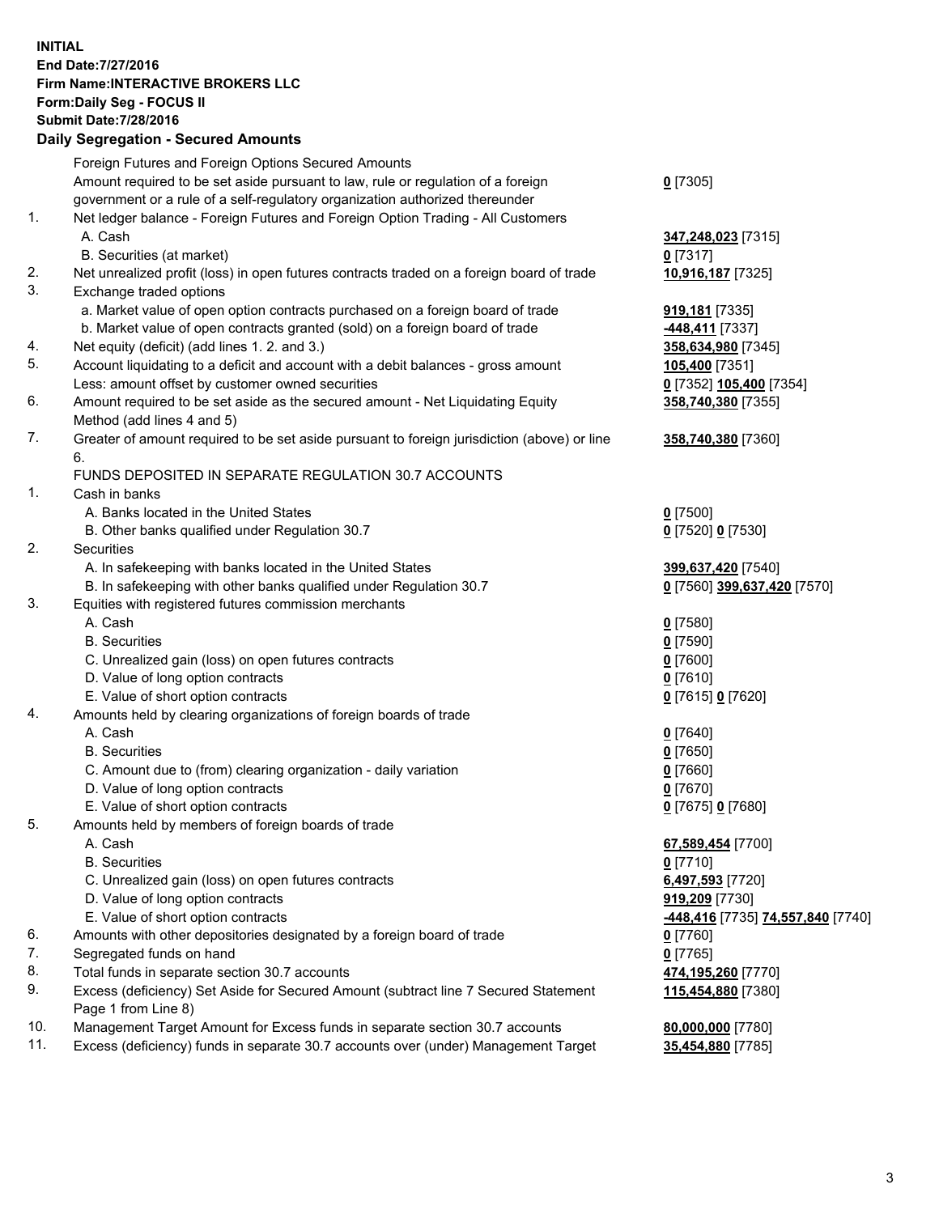**INITIAL**
**End Date:7/27/2016**
**Firm Name:INTERACTIVE BROKERS LLC**
**Form:Daily Seg - FOCUS II**
**Submit Date:7/28/2016**

### Daily Segregation - Secured Amounts

| | | |
|---|---|---|
| | Foreign Futures and Foreign Options Secured Amounts | |
| | Amount required to be set aside pursuant to law, rule or regulation of a foreign government or a rule of a self-regulatory organization authorized thereunder | **0** [7305] |
| 1. | Net ledger balance - Foreign Futures and Foreign Option Trading - All Customers | |
| | A. Cash | **347,248,023** [7315] |
| | B. Securities (at market) | **0** [7317] |
| 2. | Net unrealized profit (loss) in open futures contracts traded on a foreign board of trade | **10,916,187** [7325] |
| 3. | Exchange traded options | |
| | a. Market value of open option contracts purchased on a foreign board of trade | **919,181** [7335] |
| | b. Market value of open contracts granted (sold) on a foreign board of trade | **-448,411** [7337] |
| 4. | Net equity (deficit) (add lines 1. 2. and 3.) | **358,634,980** [7345] |
| 5. | Account liquidating to a deficit and account with a debit balances - gross amount | **105,400** [7351] |
| | Less: amount offset by customer owned securities | **0** [7352] **105,400** [7354] |
| 6. | Amount required to be set aside as the secured amount - Net Liquidating Equity Method (add lines 4 and 5) | **358,740,380** [7355] |
| 7. | Greater of amount required to be set aside pursuant to foreign jurisdiction (above) or line 6. | **358,740,380** [7360] |
| | FUNDS DEPOSITED IN SEPARATE REGULATION 30.7 ACCOUNTS | |
| 1. | Cash in banks | |
| | A. Banks located in the United States | **0** [7500] |
| | B. Other banks qualified under Regulation 30.7 | **0** [7520] **0** [7530] |
| 2. | Securities | |
| | A. In safekeeping with banks located in the United States | **399,637,420** [7540] |
| | B. In safekeeping with other banks qualified under Regulation 30.7 | **0** [7560] **399,637,420** [7570] |
| 3. | Equities with registered futures commission merchants | |
| | A. Cash | **0** [7580] |
| | B. Securities | **0** [7590] |
| | C. Unrealized gain (loss) on open futures contracts | **0** [7600] |
| | D. Value of long option contracts | **0** [7610] |
| | E. Value of short option contracts | **0** [7615] **0** [7620] |
| 4. | Amounts held by clearing organizations of foreign boards of trade | |
| | A. Cash | **0** [7640] |
| | B. Securities | **0** [7650] |
| | C. Amount due to (from) clearing organization - daily variation | **0** [7660] |
| | D. Value of long option contracts | **0** [7670] |
| | E. Value of short option contracts | **0** [7675] **0** [7680] |
| 5. | Amounts held by members of foreign boards of trade | |
| | A. Cash | **67,589,454** [7700] |
| | B. Securities | **0** [7710] |
| | C. Unrealized gain (loss) on open futures contracts | **6,497,593** [7720] |
| | D. Value of long option contracts | **919,209** [7730] |
| | E. Value of short option contracts | **-448,416** [7735] **74,557,840** [7740] |
| 6. | Amounts with other depositories designated by a foreign board of trade | **0** [7760] |
| 7. | Segregated funds on hand | **0** [7765] |
| 8. | Total funds in separate section 30.7 accounts | **474,195,260** [7770] |
| 9. | Excess (deficiency) Set Aside for Secured Amount (subtract line 7 Secured Statement Page 1 from Line 8) | **115,454,880** [7380] |
| 10. | Management Target Amount for Excess funds in separate section 30.7 accounts | **80,000,000** [7780] |
| 11. | Excess (deficiency) funds in separate 30.7 accounts over (under) Management Target | **35,454,880** [7785] |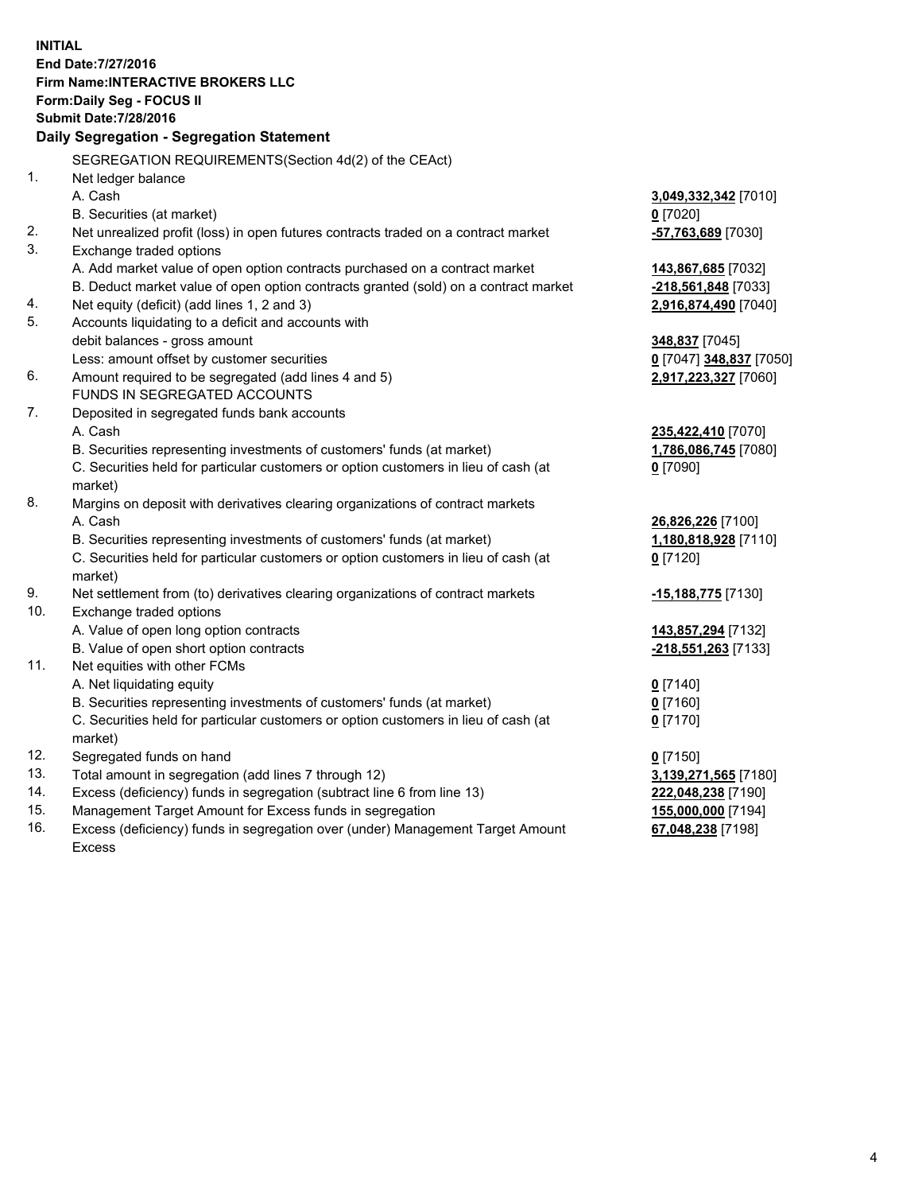**INITIAL**
**End Date:7/27/2016**
**Firm Name:INTERACTIVE BROKERS LLC**
**Form:Daily Seg - FOCUS II**
**Submit Date:7/28/2016**

### Daily Segregation - Segregation Statement

| | | |
|---|---|---|
| | SEGREGATION REQUIREMENTS(Section 4d(2) of the CEAct) | |
| 1. | Net ledger balance | |
| | A. Cash | **3,049,332,342** [7010] |
| | B. Securities (at market) | **0** [7020] |
| 2. | Net unrealized profit (loss) in open futures contracts traded on a contract market | **-57,763,689** [7030] |
| 3. | Exchange traded options | |
| | A. Add market value of open option contracts purchased on a contract market | **143,867,685** [7032] |
| | B. Deduct market value of open option contracts granted (sold) on a contract market | **-218,561,848** [7033] |
| 4. | Net equity (deficit) (add lines 1, 2 and 3) | **2,916,874,490** [7040] |
| 5. | Accounts liquidating to a deficit and accounts with | |
| | debit balances - gross amount | **348,837** [7045] |
| | Less: amount offset by customer securities | **0** [7047] **348,837** [7050] |
| 6. | Amount required to be segregated (add lines 4 and 5) | **2,917,223,327** [7060] |
| | FUNDS IN SEGREGATED ACCOUNTS | |
| 7. | Deposited in segregated funds bank accounts | |
| | A. Cash | **235,422,410** [7070] |
| | B. Securities representing investments of customers' funds (at market) | **1,786,086,745** [7080] |
| | C. Securities held for particular customers or option customers in lieu of cash (at market) | **0** [7090] |
| 8. | Margins on deposit with derivatives clearing organizations of contract markets | |
| | A. Cash | **26,826,226** [7100] |
| | B. Securities representing investments of customers' funds (at market) | **1,180,818,928** [7110] |
| | C. Securities held for particular customers or option customers in lieu of cash (at market) | **0** [7120] |
| 9. | Net settlement from (to) derivatives clearing organizations of contract markets | **-15,188,775** [7130] |
| 10. | Exchange traded options | |
| | A. Value of open long option contracts | **143,857,294** [7132] |
| | B. Value of open short option contracts | **-218,551,263** [7133] |
| 11. | Net equities with other FCMs | |
| | A. Net liquidating equity | **0** [7140] |
| | B. Securities representing investments of customers' funds (at market) | **0** [7160] |
| | C. Securities held for particular customers or option customers in lieu of cash (at market) | **0** [7170] |
| 12. | Segregated funds on hand | **0** [7150] |
| 13. | Total amount in segregation (add lines 7 through 12) | **3,139,271,565** [7180] |
| 14. | Excess (deficiency) funds in segregation (subtract line 6 from line 13) | **222,048,238** [7190] |
| 15. | Management Target Amount for Excess funds in segregation | **155,000,000** [7194] |
| 16. | Excess (deficiency) funds in segregation over (under) Management Target Amount Excess | **67,048,238** [7198] |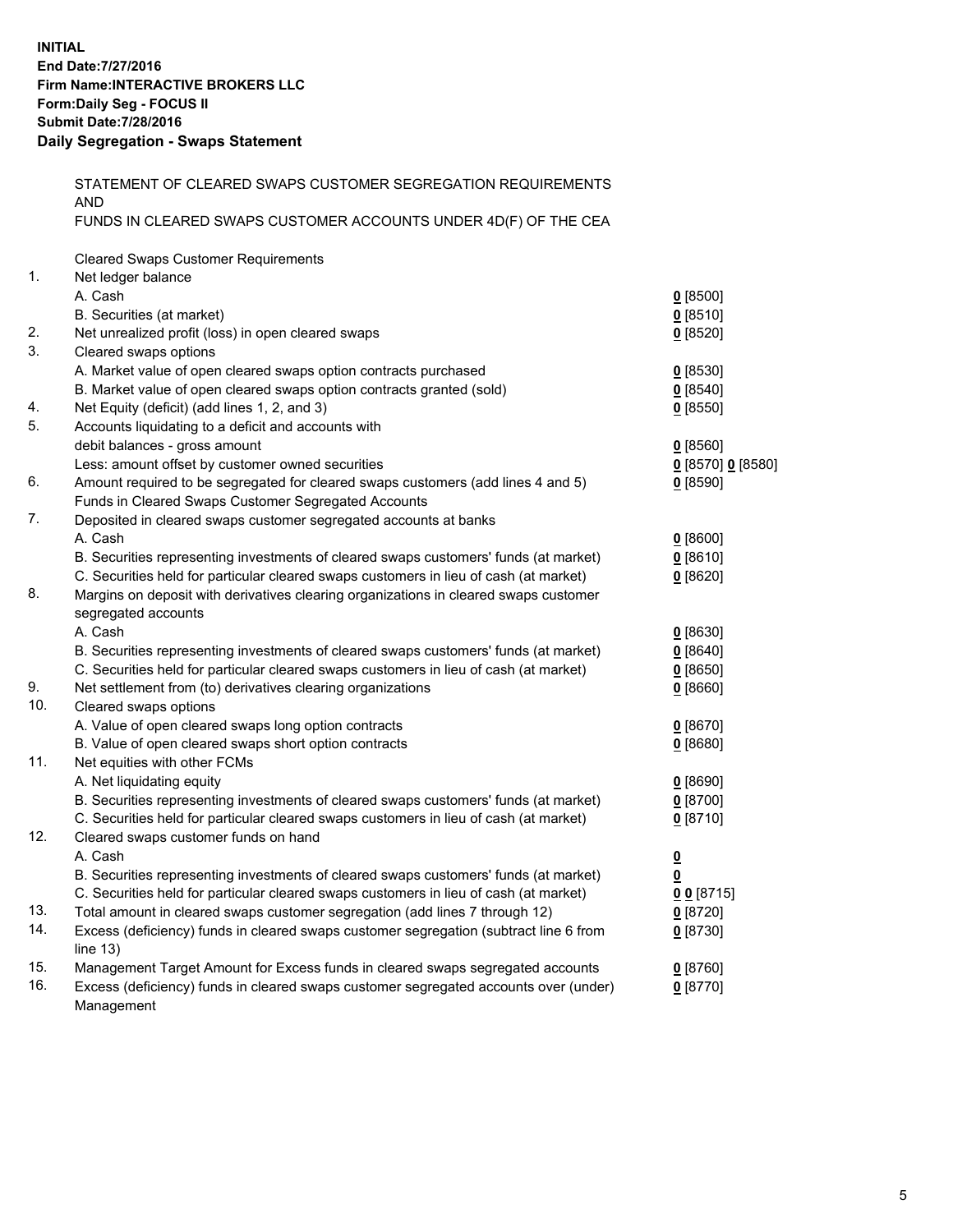**INITIAL**
**End Date:7/27/2016**
**Firm Name:INTERACTIVE BROKERS LLC**
**Form:Daily Seg - FOCUS II**
**Submit Date:7/28/2016**
**Daily Segregation - Swaps Statement**

STATEMENT OF CLEARED SWAPS CUSTOMER SEGREGATION REQUIREMENTS AND FUNDS IN CLEARED SWAPS CUSTOMER ACCOUNTS UNDER 4D(F) OF THE CEA

| | | |
|---|---|---|
| | Cleared Swaps Customer Requirements | |
| 1. | Net ledger balance | |
| | A. Cash | 0 [8500] |
| | B. Securities (at market) | 0 [8510] |
| 2. | Net unrealized profit (loss) in open cleared swaps | 0 [8520] |
| 3. | Cleared swaps options | |
| | A. Market value of open cleared swaps option contracts purchased | 0 [8530] |
| | B. Market value of open cleared swaps option contracts granted (sold) | 0 [8540] |
| 4. | Net Equity (deficit) (add lines 1, 2, and 3) | 0 [8550] |
| 5. | Accounts liquidating to a deficit and accounts with debit balances - gross amount | 0 [8560] |
| | Less: amount offset by customer owned securities | 0 [8570] 0 [8580] |
| 6. | Amount required to be segregated for cleared swaps customers (add lines 4 and 5) | 0 [8590] |
| | Funds in Cleared Swaps Customer Segregated Accounts | |
| 7. | Deposited in cleared swaps customer segregated accounts at banks | |
| | A. Cash | 0 [8600] |
| | B. Securities representing investments of cleared swaps customers' funds (at market) | 0 [8610] |
| | C. Securities held for particular cleared swaps customers in lieu of cash (at market) | 0 [8620] |
| 8. | Margins on deposit with derivatives clearing organizations in cleared swaps customer segregated accounts | |
| | A. Cash | 0 [8630] |
| | B. Securities representing investments of cleared swaps customers' funds (at market) | 0 [8640] |
| | C. Securities held for particular cleared swaps customers in lieu of cash (at market) | 0 [8650] |
| 9. | Net settlement from (to) derivatives clearing organizations | 0 [8660] |
| 10. | Cleared swaps options | |
| | A. Value of open cleared swaps long option contracts | 0 [8670] |
| | B. Value of open cleared swaps short option contracts | 0 [8680] |
| 11. | Net equities with other FCMs | |
| | A. Net liquidating equity | 0 [8690] |
| | B. Securities representing investments of cleared swaps customers' funds (at market) | 0 [8700] |
| | C. Securities held for particular cleared swaps customers in lieu of cash (at market) | 0 [8710] |
| 12. | Cleared swaps customer funds on hand | |
| | A. Cash | 0 |
| | B. Securities representing investments of cleared swaps customers' funds (at market) | 0 |
| | C. Securities held for particular cleared swaps customers in lieu of cash (at market) | 0 0 [8715] |
| 13. | Total amount in cleared swaps customer segregation (add lines 7 through 12) | 0 [8720] |
| 14. | Excess (deficiency) funds in cleared swaps customer segregation (subtract line 6 from line 13) | 0 [8730] |
| 15. | Management Target Amount for Excess funds in cleared swaps segregated accounts | 0 [8760] |
| 16. | Excess (deficiency) funds in cleared swaps customer segregated accounts over (under) Management | 0 [8770] |